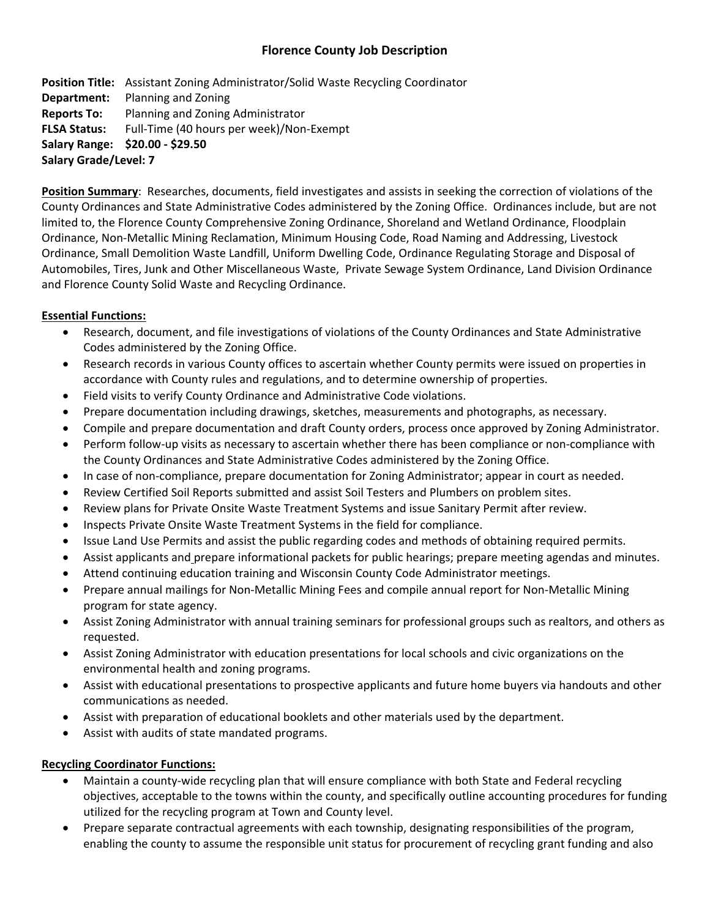# Florence County Job Description

**Position Title:** Assistant Zoning Administrator/Solid Waste Recycling Coordinator
**Department:** Planning and Zoning
**Reports To:** Planning and Zoning Administrator
**FLSA Status:** Full-Time (40 hours per week)/Non-Exempt
**Salary Range: $20.00 - $29.50**
**Salary Grade/Level: 7**

**Position Summary**: Researches, documents, field investigates and assists in seeking the correction of violations of the County Ordinances and State Administrative Codes administered by the Zoning Office. Ordinances include, but are not limited to, the Florence County Comprehensive Zoning Ordinance, Shoreland and Wetland Ordinance, Floodplain Ordinance, Non-Metallic Mining Reclamation, Minimum Housing Code, Road Naming and Addressing, Livestock Ordinance, Small Demolition Waste Landfill, Uniform Dwelling Code, Ordinance Regulating Storage and Disposal of Automobiles, Tires, Junk and Other Miscellaneous Waste, Private Sewage System Ordinance, Land Division Ordinance and Florence County Solid Waste and Recycling Ordinance.

**Essential Functions:**

- Research, document, and file investigations of violations of the County Ordinances and State Administrative Codes administered by the Zoning Office.
- Research records in various County offices to ascertain whether County permits were issued on properties in accordance with County rules and regulations, and to determine ownership of properties.
- Field visits to verify County Ordinance and Administrative Code violations.
- Prepare documentation including drawings, sketches, measurements and photographs, as necessary.
- Compile and prepare documentation and draft County orders, process once approved by Zoning Administrator.
- Perform follow-up visits as necessary to ascertain whether there has been compliance or non-compliance with the County Ordinances and State Administrative Codes administered by the Zoning Office.
- In case of non-compliance, prepare documentation for Zoning Administrator; appear in court as needed.
- Review Certified Soil Reports submitted and assist Soil Testers and Plumbers on problem sites.
- Review plans for Private Onsite Waste Treatment Systems and issue Sanitary Permit after review.
- Inspects Private Onsite Waste Treatment Systems in the field for compliance.
- Issue Land Use Permits and assist the public regarding codes and methods of obtaining required permits.
- Assist applicants and prepare informational packets for public hearings; prepare meeting agendas and minutes.
- Attend continuing education training and Wisconsin County Code Administrator meetings.
- Prepare annual mailings for Non-Metallic Mining Fees and compile annual report for Non-Metallic Mining program for state agency.
- Assist Zoning Administrator with annual training seminars for professional groups such as realtors, and others as requested.
- Assist Zoning Administrator with education presentations for local schools and civic organizations on the environmental health and zoning programs.
- Assist with educational presentations to prospective applicants and future home buyers via handouts and other communications as needed.
- Assist with preparation of educational booklets and other materials used by the department.
- Assist with audits of state mandated programs.

**Recycling Coordinator Functions:**

- Maintain a county-wide recycling plan that will ensure compliance with both State and Federal recycling objectives, acceptable to the towns within the county, and specifically outline accounting procedures for funding utilized for the recycling program at Town and County level.
- Prepare separate contractual agreements with each township, designating responsibilities of the program, enabling the county to assume the responsible unit status for procurement of recycling grant funding and also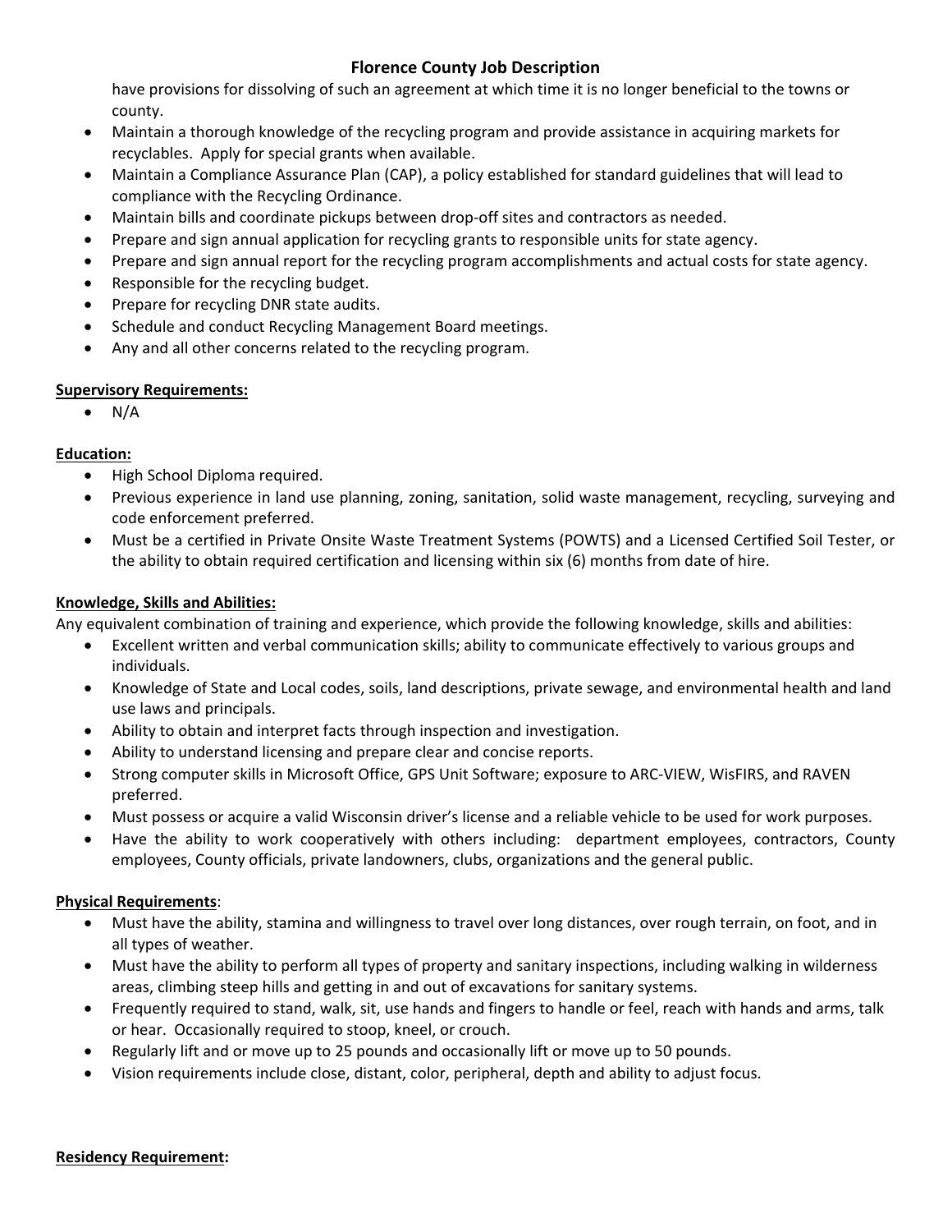have provisions for dissolving of such an agreement at which time it is no longer beneficial to the towns or county.

- Maintain a thorough knowledge of the recycling program and provide assistance in acquiring markets for recyclables. Apply for special grants when available.
- Maintain a Compliance Assurance Plan (CAP), a policy established for standard guidelines that will lead to compliance with the Recycling Ordinance.
- Maintain bills and coordinate pickups between drop-off sites and contractors as needed.
- Prepare and sign annual application for recycling grants to responsible units for state agency.
- Prepare and sign annual report for the recycling program accomplishments and actual costs for state agency.
- Responsible for the recycling budget.
- Prepare for recycling DNR state audits.
- Schedule and conduct Recycling Management Board meetings.
- Any and all other concerns related to the recycling program.

**Supervisory Requirements:**

- N/A

**Education:**

- High School Diploma required.
- Previous experience in land use planning, zoning, sanitation, solid waste management, recycling, surveying and code enforcement preferred.
- Must be a certified in Private Onsite Waste Treatment Systems (POWTS) and a Licensed Certified Soil Tester, or the ability to obtain required certification and licensing within six (6) months from date of hire.

**Knowledge, Skills and Abilities:**

Any equivalent combination of training and experience, which provide the following knowledge, skills and abilities:

- Excellent written and verbal communication skills; ability to communicate effectively to various groups and individuals.
- Knowledge of State and Local codes, soils, land descriptions, private sewage, and environmental health and land use laws and principals.
- Ability to obtain and interpret facts through inspection and investigation.
- Ability to understand licensing and prepare clear and concise reports.
- Strong computer skills in Microsoft Office, GPS Unit Software; exposure to ARC-VIEW, WisFIRS, and RAVEN preferred.
- Must possess or acquire a valid Wisconsin driver's license and a reliable vehicle to be used for work purposes.
- Have the ability to work cooperatively with others including: department employees, contractors, County employees, County officials, private landowners, clubs, organizations and the general public.

**Physical Requirements**:

- Must have the ability, stamina and willingness to travel over long distances, over rough terrain, on foot, and in all types of weather.
- Must have the ability to perform all types of property and sanitary inspections, including walking in wilderness areas, climbing steep hills and getting in and out of excavations for sanitary systems.
- Frequently required to stand, walk, sit, use hands and fingers to handle or feel, reach with hands and arms, talk or hear. Occasionally required to stoop, kneel, or crouch.
- Regularly lift and or move up to 25 pounds and occasionally lift or move up to 50 pounds.
- Vision requirements include close, distant, color, peripheral, depth and ability to adjust focus.

**Residency Requirement:**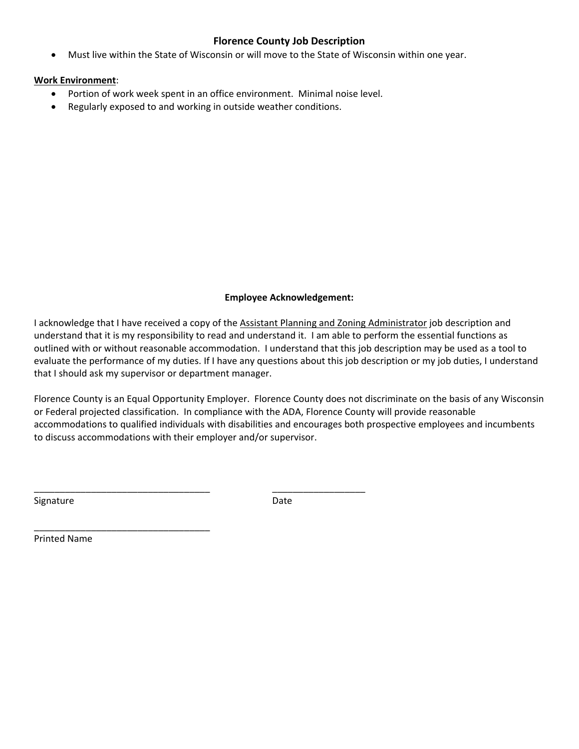**Florence County Job Description**

- Must live within the State of Wisconsin or will move to the State of Wisconsin within one year.

**Work Environment**:

- Portion of work week spent in an office environment. Minimal noise level.
- Regularly exposed to and working in outside weather conditions.

**Employee Acknowledgement:**

I acknowledge that I have received a copy of the Assistant Planning and Zoning Administrator job description and understand that it is my responsibility to read and understand it. I am able to perform the essential functions as outlined with or without reasonable accommodation. I understand that this job description may be used as a tool to evaluate the performance of my duties. If I have any questions about this job description or my job duties, I understand that I should ask my supervisor or department manager.

Florence County is an Equal Opportunity Employer. Florence County does not discriminate on the basis of any Wisconsin or Federal projected classification. In compliance with the ADA, Florence County will provide reasonable accommodations to qualified individuals with disabilities and encourages both prospective employees and incumbents to discuss accommodations with their employer and/or supervisor.

\_\_\_\_\_\_\_\_\_\_\_\_\_\_\_\_\_\_\_\_\_\_\_\_\_\_\_\_\_\_\_\_\_\_ \_\_\_\_\_\_\_\_\_\_\_\_\_\_\_\_\_\_
Signature Date

\_\_\_\_\_\_\_\_\_\_\_\_\_\_\_\_\_\_\_\_\_\_\_\_\_\_\_\_\_\_\_\_\_\_
Printed Name